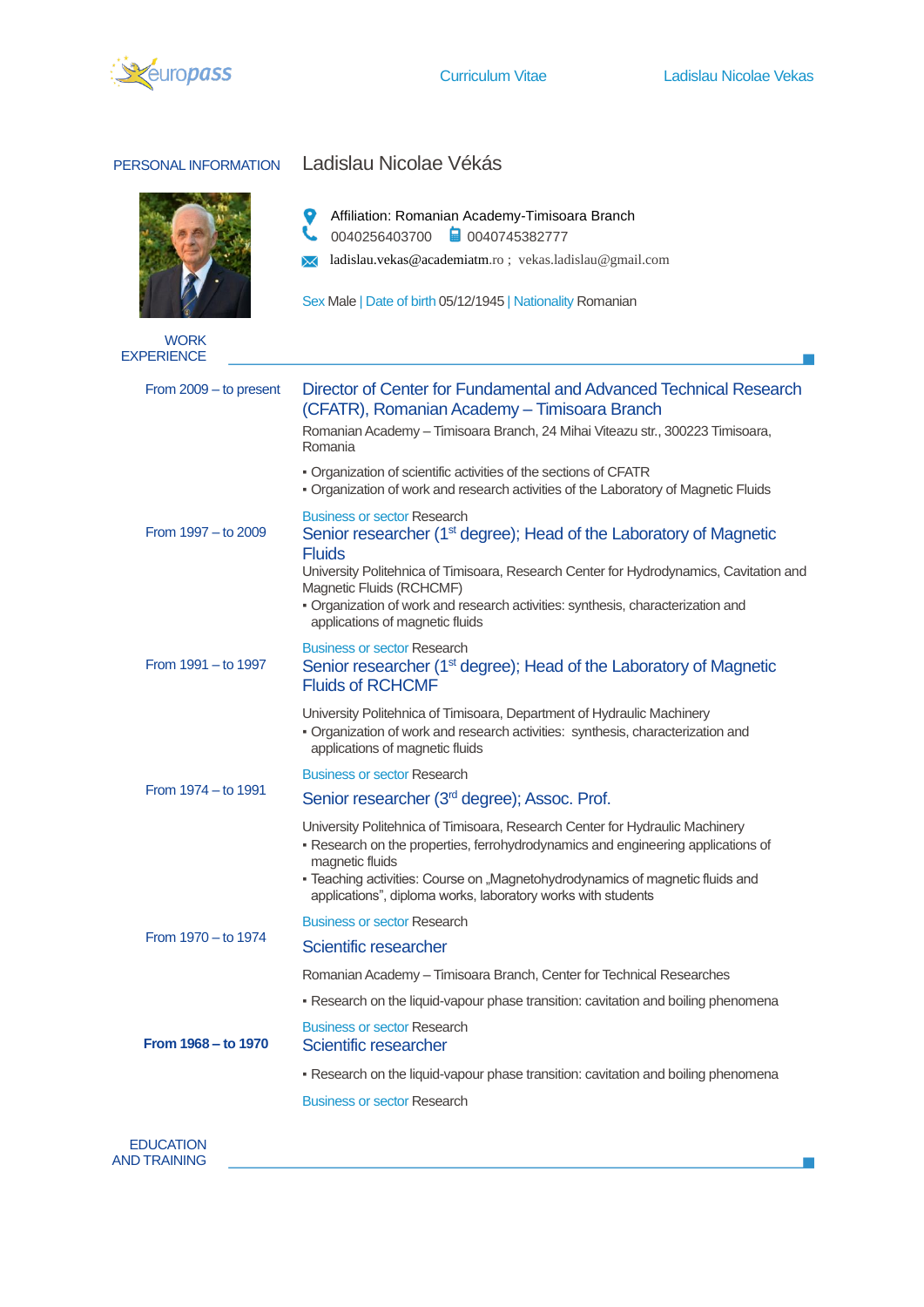# Curriculum Vitae

Ladislau Nicolae Vekas

## PERSONAL INFORMATION

Ladislau Nicolae Vékás

Affiliation: Romanian Academy-Timisoara Branch

0040256403700    0040745382777

ladislau.vekas@academiatm.ro ; vekas.ladislau@gmail.com

Sex Male | Date of birth 05/12/1945 | Nationality Romanian

## WORK EXPERIENCE

**From 2009 – to present**

### Director of Center for Fundamental and Advanced Technical Research (CFATR), Romanian Academy – Timisoara Branch

Romanian Academy – Timisoara Branch, 24 Mihai Viteazu str., 300223 Timisoara, Romania

- Organization of scientific activities of the sections of CFATR
- Organization of work and research activities of the Laboratory of Magnetic Fluids

Business or sector Research

**From 1997 – to 2009**

### Senior researcher (1st degree); Head of the Laboratory of Magnetic Fluids

University Politehnica of Timisoara, Research Center for Hydrodynamics, Cavitation and Magnetic Fluids (RCHCMF)

- Organization of work and research activities: synthesis, characterization and applications of magnetic fluids

Business or sector Research

**From 1991 – to 1997**

### Senior researcher (1st degree); Head of the Laboratory of Magnetic Fluids of RCHCMF

University Politehnica of Timisoara, Department of Hydraulic Machinery

- Organization of work and research activities: synthesis, characterization and applications of magnetic fluids

Business or sector Research

**From 1974 – to 1991**

### Senior researcher (3rd degree); Assoc. Prof.

University Politehnica of Timisoara, Research Center for Hydraulic Machinery

- Research on the properties, ferrohydrodynamics and engineering applications of magnetic fluids
- Teaching activities: Course on „Magnetohydrodynamics of magnetic fluids and applications", diploma works, laboratory works with students

Business or sector Research

**From 1970 – to 1974**

### Scientific researcher

Romanian Academy – Timisoara Branch, Center for Technical Researches

- Research on the liquid-vapour phase transition: cavitation and boiling phenomena

Business or sector Research

**From 1968 – to 1970**

### Scientific researcher

- Research on the liquid-vapour phase transition: cavitation and boiling phenomena

Business or sector Research

## EDUCATION AND TRAINING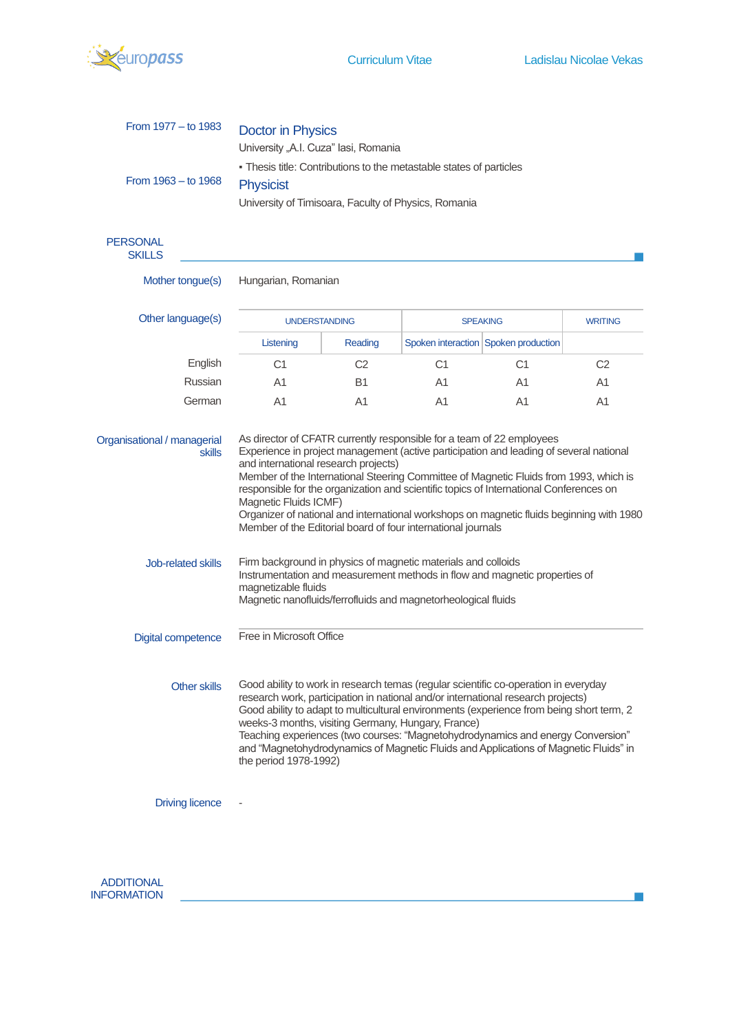From 1977 – to 1983

### Doctor in Physics

University „A.I. Cuza" Iasi, Romania

- Thesis title: Contributions to the metastable states of particles

From 1963 – to 1968

### Physicist

University of Timisoara, Faculty of Physics, Romania

## PERSONAL SKILLS

**Mother tongue(s)**: Hungarian, Romanian

**Other language(s)**

| | UNDERSTANDING | | SPEAKING | | WRITING |
|---|---|---|---|---|---|
| | Listening | Reading | Spoken interaction | Spoken production | |
| English | C1 | C2 | C1 | C1 | C2 |
| Russian | A1 | B1 | A1 | A1 | A1 |
| German | A1 | A1 | A1 | A1 | A1 |

**Organisational / managerial skills**

As director of CFATR currently responsible for a team of 22 employees
Experience in project management (active participation and leading of several national and international research projects)
Member of the International Steering Committee of Magnetic Fluids from 1993, which is responsible for the organization and scientific topics of International Conferences on Magnetic Fluids ICMF)
Organizer of national and international workshops on magnetic fluids beginning with 1980
Member of the Editorial board of four international journals

**Job-related skills**

Firm background in physics of magnetic materials and colloids
Instrumentation and measurement methods in flow and magnetic properties of magnetizable fluids
Magnetic nanofluids/ferrofluids and magnetorheological fluids

**Digital competence**

Free in Microsoft Office

**Other skills**

Good ability to work in research temas (regular scientific co-operation in everyday research work, participation in national and/or international research projects)
Good ability to adapt to multicultural environments (experience from being short term, 2 weeks-3 months, visiting Germany, Hungary, France)
Teaching experiences (two courses: "Magnetohydrodynamics and energy Conversion" and "Magnetohydrodynamics of Magnetic Fluids and Applications of Magnetic Fluids" in the period 1978-1992)

**Driving licence**: -

## ADDITIONAL INFORMATION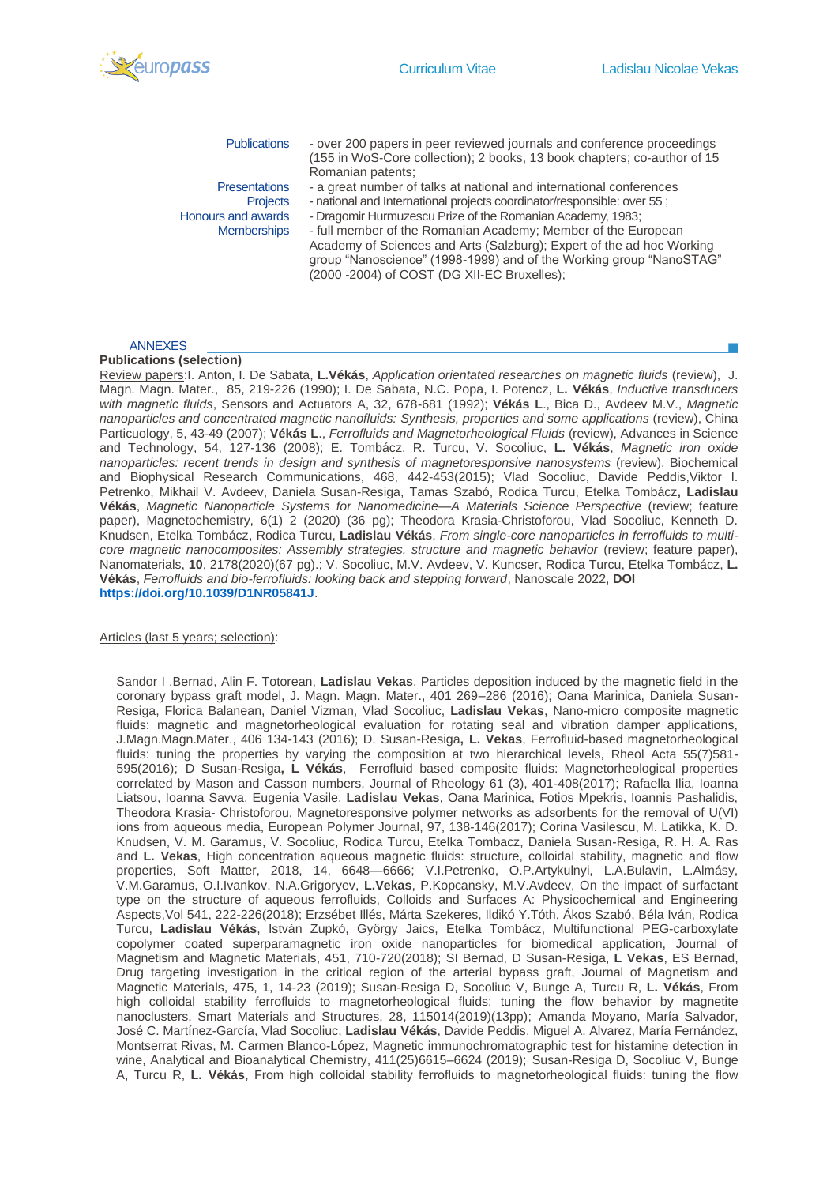| | |
|---|---|
| Publications | - over 200 papers in peer reviewed journals and conference proceedings (155 in WoS-Core collection); 2 books, 13 book chapters; co-author of 15 Romanian patents; |
| Presentations | - a great number of talks at national and international conferences |
| Projects | - national and International projects coordinator/responsible: over 55 ; |
| Honours and awards | - Dragomir Hurmuzescu Prize of the Romanian Academy, 1983; |
| Memberships | - full member of the Romanian Academy; Member of the European Academy of Sciences and Arts (Salzburg); Expert of the ad hoc Working group "Nanoscience" (1998-1999) and of the Working group "NanoSTAG" (2000 -2004) of COST (DG XII-EC Bruxelles); |

## ANNEXES

**Publications (selection)**

Review papers:I. Anton, I. De Sabata, **L.Vékás**, *Application orientated researches on magnetic fluids* (review), J. Magn. Magn. Mater., 85, 219-226 (1990); I. De Sabata, N.C. Popa, I. Potencz, **L. Vékás**, *Inductive transducers with magnetic fluids*, Sensors and Actuators A, 32, 678-681 (1992); **Vékás L**., Bica D., Avdeev M.V., *Magnetic nanoparticles and concentrated magnetic nanofluids: Synthesis, properties and some applications* (review), China Particuology, 5, 43-49 (2007); **Vékás L**., *Ferrofluids and Magnetorheological Fluids* (review), Advances in Science and Technology, 54, 127-136 (2008); E. Tombácz, R. Turcu, V. Socoliuc, **L. Vékás**, *Magnetic iron oxide nanoparticles: recent trends in design and synthesis of magnetoresponsive nanosystems* (review), Biochemical and Biophysical Research Communications, 468, 442-453(2015); Vlad Socoliuc, Davide Peddis,Viktor I. Petrenko, Mikhail V. Avdeev, Daniela Susan-Resiga, Tamas Szabó, Rodica Turcu, Etelka Tombácz**, Ladislau Vékás**, *Magnetic Nanoparticle Systems for Nanomedicine—A Materials Science Perspective* (review; feature paper), Magnetochemistry, 6(1) 2 (2020) (36 pg); Theodora Krasia-Christoforou, Vlad Socoliuc, Kenneth D. Knudsen, Etelka Tombácz, Rodica Turcu, **Ladislau Vékás**, *From single-core nanoparticles in ferrofluids to multi-core magnetic nanocomposites: Assembly strategies, structure and magnetic behavior* (review; feature paper), Nanomaterials, **10**, 2178(2020)(67 pg).; V. Socoliuc, M.V. Avdeev, V. Kuncser, Rodica Turcu, Etelka Tombácz, **L. Vékás**, *Ferrofluids and bio-ferrofluids: looking back and stepping forward*, Nanoscale 2022, **DOI** **https://doi.org/10.1039/D1NR05841J**.

Articles (last 5 years; selection):

Sandor I .Bernad, Alin F. Totorean, **Ladislau Vekas**, Particles deposition induced by the magnetic field in the coronary bypass graft model, J. Magn. Magn. Mater., 401 269–286 (2016); Oana Marinica, Daniela Susan-Resiga, Florica Balanean, Daniel Vizman, Vlad Socoliuc, **Ladislau Vekas**, Nano-micro composite magnetic fluids: magnetic and magnetorheological evaluation for rotating seal and vibration damper applications, J.Magn.Magn.Mater., 406 134-143 (2016); D. Susan-Resiga**, L. Vekas**, Ferrofluid-based magnetorheological fluids: tuning the properties by varying the composition at two hierarchical levels, Rheol Acta 55(7)581-595(2016); D Susan-Resiga**, L Vékás**, Ferrofluid based composite fluids: Magnetorheological properties correlated by Mason and Casson numbers, Journal of Rheology 61 (3), 401-408(2017); Rafaella Ilia, Ioanna Liatsou, Ioanna Savva, Eugenia Vasile, **Ladislau Vekas**, Oana Marinica, Fotios Mpekris, Ioannis Pashalidis, Theodora Krasia- Christoforou, Magnetoresponsive polymer networks as adsorbents for the removal of U(VI) ions from aqueous media, European Polymer Journal, 97, 138-146(2017); Corina Vasilescu, M. Latikka, K. D. Knudsen, V. M. Garamus, V. Socoliuc, Rodica Turcu, Etelka Tombacz, Daniela Susan-Resiga, R. H. A. Ras and **L. Vekas**, High concentration aqueous magnetic fluids: structure, colloidal stability, magnetic and flow properties, Soft Matter, 2018, 14, 6648—6666; V.I.Petrenko, O.P.Artykulnyi, L.A.Bulavin, L.Almásy, V.M.Garamus, O.I.Ivankov, N.A.Grigoryev, **L.Vekas**, P.Kopcansky, M.V.Avdeev, On the impact of surfactant type on the structure of aqueous ferrofluids, Colloids and Surfaces A: Physicochemical and Engineering Aspects,Vol 541, 222-226(2018); Erzsébet Illés, Márta Szekeres, Ildikó Y.Tóth, Ákos Szabó, Béla Iván, Rodica Turcu, **Ladislau Vékás**, István Zupkó, György Jaics, Etelka Tombácz, Multifunctional PEG-carboxylate copolymer coated superparamagnetic iron oxide nanoparticles for biomedical application, Journal of Magnetism and Magnetic Materials, 451, 710-720(2018); SI Bernad, D Susan-Resiga, **L Vekas**, ES Bernad, Drug targeting investigation in the critical region of the arterial bypass graft, Journal of Magnetism and Magnetic Materials, 475, 1, 14-23 (2019); Susan-Resiga D, Socoliuc V, Bunge A, Turcu R, **L. Vékás**, From high colloidal stability to magnetorheological fluids: tuning the flow behavior by magnetite nanoclusters, Smart Materials and Structures, 28, 115014(2019)(13pp); Amanda Moyano, María Salvador, José C. Martínez-García, Vlad Socoliuc, **Ladislau Vékás**, Davide Peddis, Miguel A. Alvarez, María Fernández, Montserrat Rivas, M. Carmen Blanco-López, Magnetic immunochromatographic test for histamine detection in wine, Analytical and Bioanalytical Chemistry, 411(25)6615–6624 (2019); Susan-Resiga D, Socoliuc V, Bunge A, Turcu R, **L. Vékás**, From high colloidal stability ferrofluids to magnetorheological fluids: tuning the flow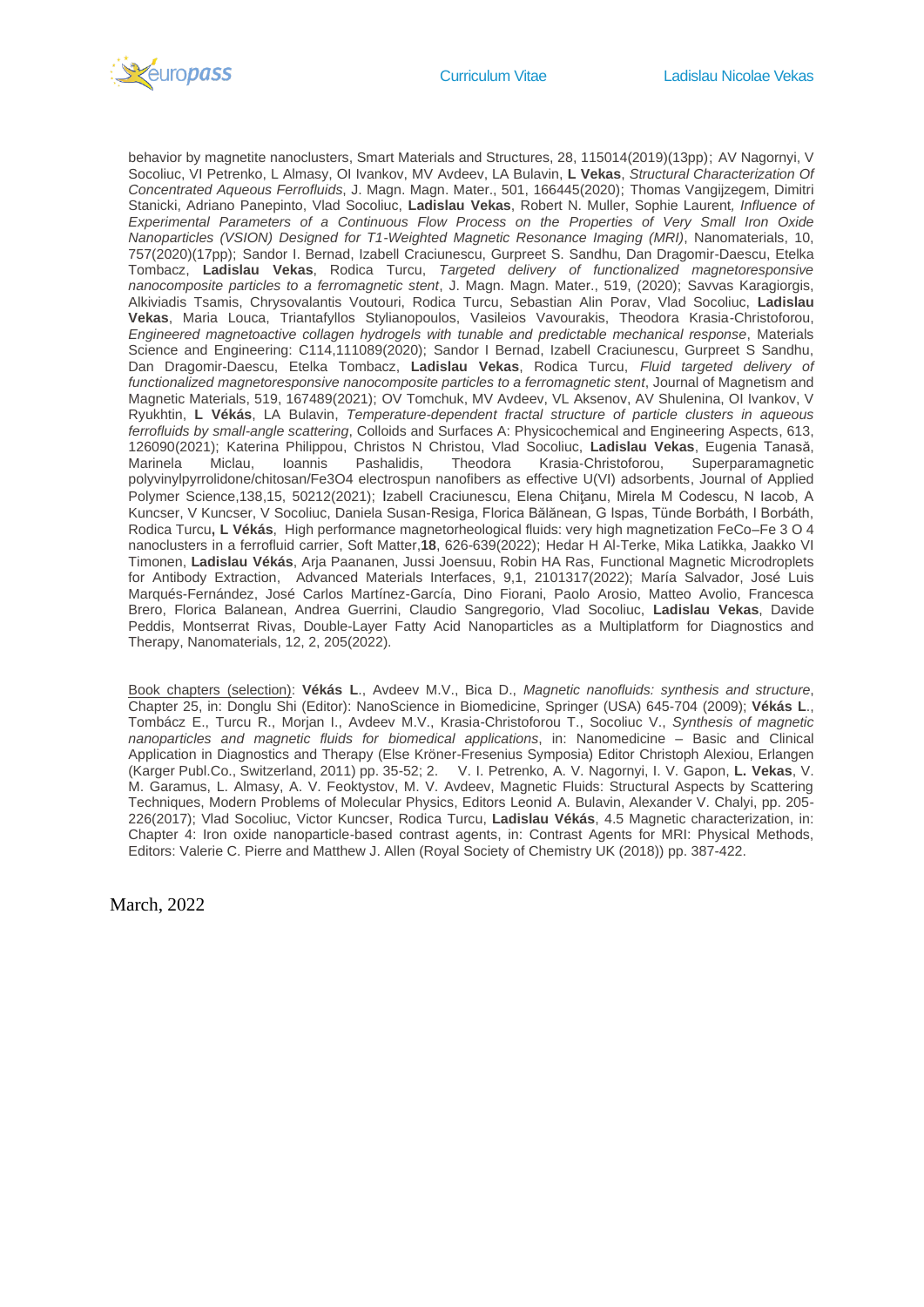behavior by magnetite nanoclusters, Smart Materials and Structures, 28, 115014(2019)(13pp); AV Nagornyi, V Socoliuc, VI Petrenko, L Almasy, OI Ivankov, MV Avdeev, LA Bulavin, **L Vekas**, *Structural Characterization Of Concentrated Aqueous Ferrofluids*, J. Magn. Magn. Mater., 501, 166445(2020); Thomas Vangijzegem, Dimitri Stanicki, Adriano Panepinto, Vlad Socoliuc, **Ladislau Vekas**, Robert N. Muller, Sophie Laurent*, Influence of Experimental Parameters of a Continuous Flow Process on the Properties of Very Small Iron Oxide Nanoparticles (VSION) Designed for T1-Weighted Magnetic Resonance Imaging (MRI)*, Nanomaterials, 10, 757(2020)(17pp); Sandor I. Bernad, Izabell Craciunescu, Gurpreet S. Sandhu, Dan Dragomir-Daescu, Etelka Tombacz, **Ladislau Vekas**, Rodica Turcu, *Targeted delivery of functionalized magnetoresponsive nanocomposite particles to a ferromagnetic stent*, J. Magn. Magn. Mater., 519, (2020); Savvas Karagiorgis, Alkiviadis Tsamis, Chrysovalantis Voutouri, Rodica Turcu, Sebastian Alin Porav, Vlad Socoliuc, **Ladislau Vekas**, Maria Louca, Triantafyllos Stylianopoulos, Vasileios Vavourakis, Theodora Krasia-Christoforou, *Engineered magnetoactive collagen hydrogels with tunable and predictable mechanical response*, Materials Science and Engineering: C114,111089(2020); Sandor I Bernad, Izabell Craciunescu, Gurpreet S Sandhu, Dan Dragomir-Daescu, Etelka Tombacz, **Ladislau Vekas**, Rodica Turcu, *Fluid targeted delivery of functionalized magnetoresponsive nanocomposite particles to a ferromagnetic stent*, Journal of Magnetism and Magnetic Materials, 519, 167489(2021); OV Tomchuk, MV Avdeev, VL Aksenov, AV Shulenina, OI Ivankov, V Ryukhtin, **L Vékás**, LA Bulavin, *Temperature-dependent fractal structure of particle clusters in aqueous ferrofluids by small-angle scattering*, Colloids and Surfaces A: Physicochemical and Engineering Aspects, 613, 126090(2021); Katerina Philippou, Christos N Christou, Vlad Socoliuc, **Ladislau Vekas**, Eugenia Tanasă, Marinela Miclau, Ioannis Pashalidis, Theodora Krasia-Christoforou, Superparamagnetic polyvinylpyrrolidone/chitosan/Fe3O4 electrospun nanofibers as effective U(VI) adsorbents, Journal of Applied Polymer Science,138,15, 50212(2021); Izabell Craciunescu, Elena Chiţanu, Mirela M Codescu, N Iacob, A Kuncser, V Kuncser, V Socoliuc, Daniela Susan-Resiga, Florica Bălănean, G Ispas, Tünde Borbáth, I Borbáth, Rodica Turcu**, L Vékás**, High performance magnetorheological fluids: very high magnetization FeCo–Fe 3 O 4 nanoclusters in a ferrofluid carrier, Soft Matter,**18**, 626-639(2022); Hedar H Al-Terke, Mika Latikka, Jaakko VI Timonen, **Ladislau Vékás**, Arja Paananen, Jussi Joensuu, Robin HA Ras, Functional Magnetic Microdroplets for Antibody Extraction, Advanced Materials Interfaces, 9,1, 2101317(2022); María Salvador, José Luis Marqués-Fernández, José Carlos Martínez-García, Dino Fiorani, Paolo Arosio, Matteo Avolio, Francesca Brero, Florica Balanean, Andrea Guerrini, Claudio Sangregorio, Vlad Socoliuc, **Ladislau Vekas**, Davide Peddis, Montserrat Rivas, Double-Layer Fatty Acid Nanoparticles as a Multiplatform for Diagnostics and Therapy, Nanomaterials, 12, 2, 205(2022).

Book chapters (selection): **Vékás L**., Avdeev M.V., Bica D., *Magnetic nanofluids: synthesis and structure*, Chapter 25, in: Donglu Shi (Editor): NanoScience in Biomedicine, Springer (USA) 645-704 (2009); **Vékás L**., Tombácz E., Turcu R., Morjan I., Avdeev M.V., Krasia-Christoforou T., Socoliuc V., *Synthesis of magnetic nanoparticles and magnetic fluids for biomedical applications*, in: Nanomedicine – Basic and Clinical Application in Diagnostics and Therapy (Else Kröner-Fresenius Symposia) Editor Christoph Alexiou, Erlangen (Karger Publ.Co., Switzerland, 2011) pp. 35-52; 2. V. I. Petrenko, A. V. Nagornyi, I. V. Gapon, **L. Vekas**, V. M. Garamus, L. Almasy, A. V. Feoktystov, M. V. Avdeev, Magnetic Fluids: Structural Aspects by Scattering Techniques, Modern Problems of Molecular Physics, Editors Leonid A. Bulavin, Alexander V. Chalyi, pp. 205-226(2017); Vlad Socoliuc, Victor Kuncser, Rodica Turcu, **Ladislau Vékás**, 4.5 Magnetic characterization, in: Chapter 4: Iron oxide nanoparticle-based contrast agents, in: Contrast Agents for MRI: Physical Methods, Editors: Valerie C. Pierre and Matthew J. Allen (Royal Society of Chemistry UK (2018)) pp. 387-422.

March, 2022